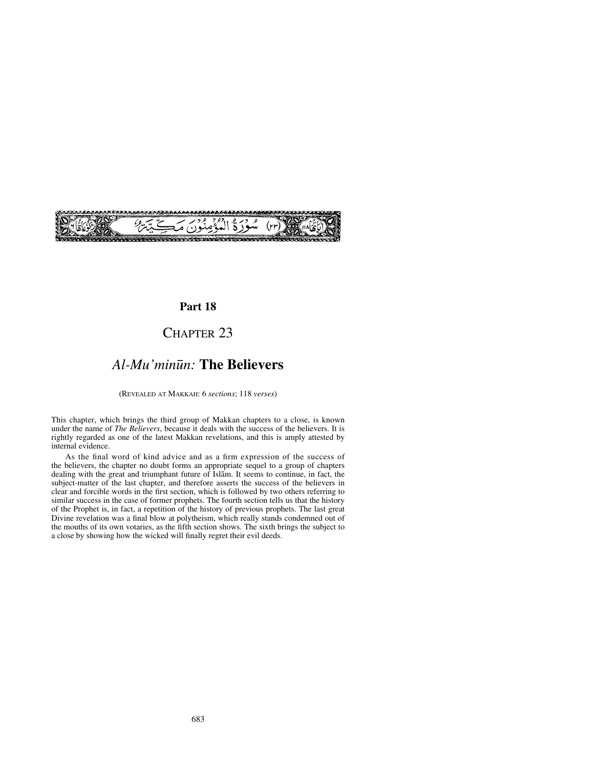(٢٣) سُورَةُ الْمُؤْمِنُونَ مَكِّيَّةٌ

## Part 18

# CHAPTER 23

# *Al-Mu'minūn:* **The Believers**

(REVEALED AT MAKKAH: 6 *sections*; 118 *verses*)

This chapter, which brings the third group of Makkan chapters to a close, is known under the name of *The Believers*, because it deals with the success of the believers. It is rightly regarded as one of the latest Makkan revelations, and this is amply attested by internal evidence.

As the final word of kind advice and as a firm expression of the success of the believers, the chapter no doubt forms an appropriate sequel to a group of chapters dealing with the great and triumphant future of Islām. It seems to continue, in fact, the subject-matter of the last chapter, and therefore asserts the success of the believers in clear and forcible words in the first section, which is followed by two others referring to similar success in the case of former prophets. The fourth section tells us that the history of the Prophet is, in fact, a repetition of the history of previous prophets. The last great Divine revelation was a final blow at polytheism, which really stands condemned out of the mouths of its own votaries, as the fifth section shows. The sixth brings the subject to a close by showing how the wicked will finally regret their evil deeds.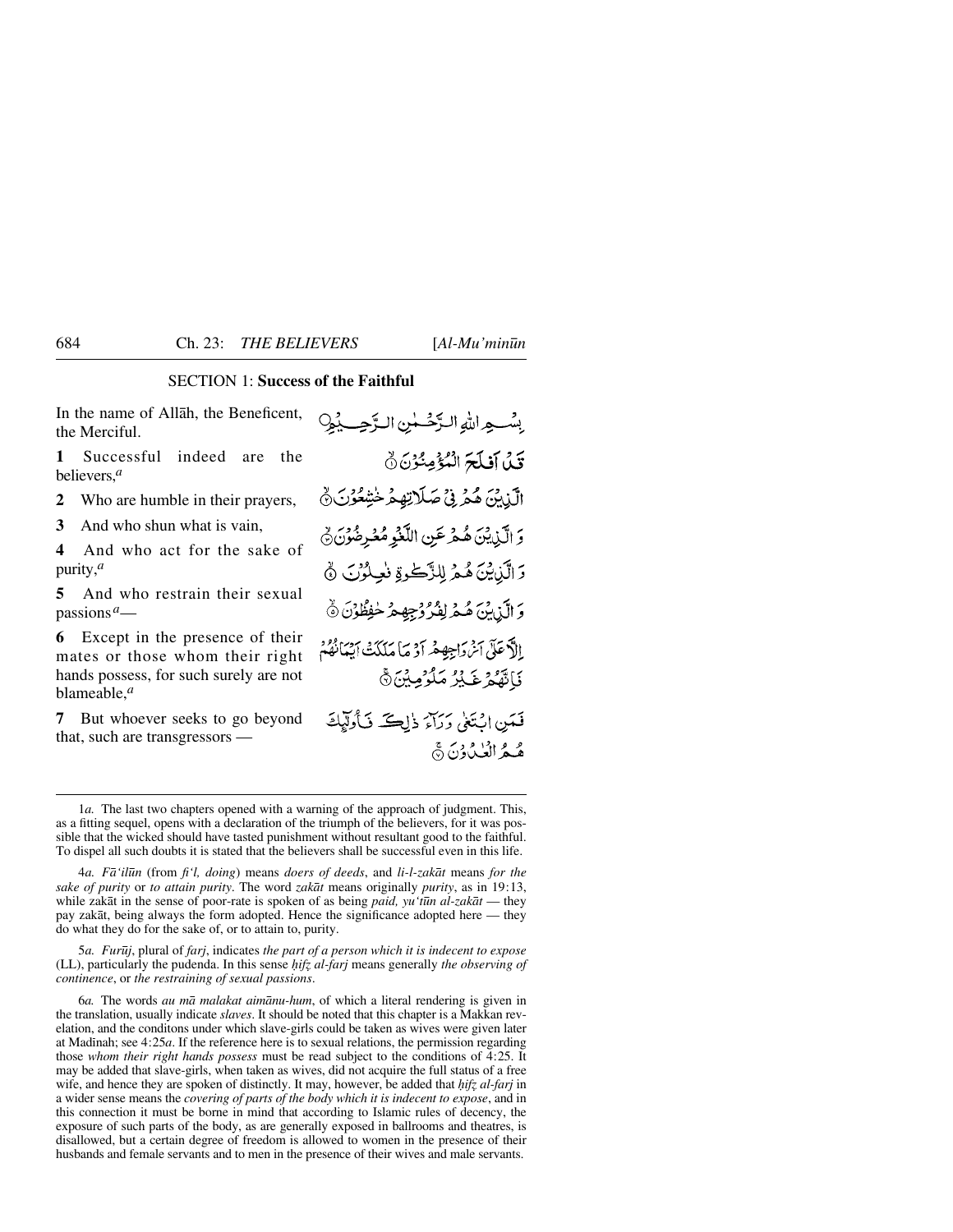## SECTION 1: **Success of the Faithful**

In the name of Allāh, the Beneficent, the Merciful.

بِسۡمِ اللّٰہِ الرَّحۡمٰنِ الرَّحِیۡمِ

**1** Successful indeed are the believers,[a]

قَدۡ اَفۡلَحَ الۡمُؤۡمِنُوۡنَ ۙ﴿۱﴾

**2** Who are humble in their prayers,

الَّذِیۡنَ ہُمۡ فِیۡ صَلَاتِہِمۡ خٰشِعُوۡنَ ۙ﴿۲﴾

**3** And who shun what is vain,

وَ الَّذِیۡنَ ہُمۡ عَنِ اللَّغۡوِ مُعۡرِضُوۡنَ ﴿ۙ۳﴾

**4** And who act for the sake of purity,[a]

وَ الَّذِیۡنَ ہُمۡ لِلزَّکٰوۃِ فٰعِلُوۡنَ ۙ﴿۴﴾

**5** And who restrain their sexual passions[a]—

وَ الَّذِیۡنَ ہُمۡ لِفُرُوۡجِہِمۡ حٰفِظُوۡنَ ۙ﴿۵﴾

**6** Except in the presence of their mates or those whom their right hands possess, for such surely are not blameable,[a]

اِلَّا عَلٰۤی اَزۡوَاجِہِمۡ اَوۡ مَا مَلَکَتۡ اَیۡمَانُہُمۡ فَاِنَّہُمۡ غَیۡرُ مَلُوۡمِیۡنَ ۚ﴿۶﴾

**7** But whoever seeks to go beyond that, such are transgressors —

فَمَنِ ابۡتَغٰی وَرَآءَ ذٰلِکَ فَاُولٰٓئِکَ ہُمُ الۡعٰدُوۡنَ ۚ﴿۷﴾

---

1*a.* The last two chapters opened with a warning of the approach of judgment. This, as a fitting sequel, opens with a declaration of the triumph of the believers, for it was possible that the wicked should have tasted punishment without resultant good to the faithful. To dispel all such doubts it is stated that the believers shall be successful even in this life.

4*a.* *Fā'ilūn* (from *fi'l, doing*) means *doers of deeds*, and *li-l-zakāt* means *for the sake of purity* or *to attain purity*. The word *zakāt* means originally *purity*, as in 19:13, while zakāt in the sense of poor-rate is spoken of as being *paid, yu'tūn al-zakāt* — they pay zakāt, being always the form adopted. Hence the significance adopted here — they do what they do for the sake of, or to attain to, purity.

5*a.* *Furūj*, plural of *farj*, indicates *the part of a person which it is indecent to expose* (LL), particularly the pudenda. In this sense *ḥifẓ al-farj* means generally *the observing of continence*, or *the restraining of sexual passions*.

6*a.* The words *au mā malakat aimānu-hum*, of which a literal rendering is given in the translation, usually indicate *slaves*. It should be noted that this chapter is a Makkan revelation, and the conditons under which slave-girls could be taken as wives were given later at Madīnah; see 4:25*a*. If the reference here is to sexual relations, the permission regarding those *whom their right hands possess* must be read subject to the conditions of 4:25. It may be added that slave-girls, when taken as wives, did not acquire the full status of a free wife, and hence they are spoken of distinctly. It may, however, be added that *ḥifẓ al-farj* in a wider sense means the *covering of parts of the body which it is indecent to expose*, and in this connection it must be borne in mind that according to Islamic rules of decency, the exposure of such parts of the body, as are generally exposed in ballrooms and theatres, is disallowed, but a certain degree of freedom is allowed to women in the presence of their husbands and female servants and to men in the presence of their wives and male servants.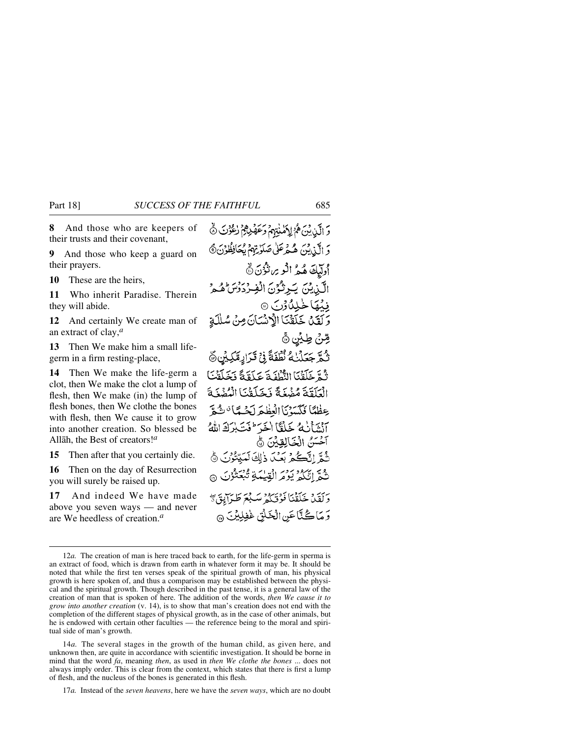**8** And those who are keepers of their trusts and their covenant,

**9** And those who keep a guard on their prayers.

**10** These are the heirs,

**11** Who inherit Paradise. Therein they will abide.

**12** And certainly We create man of an extract of clay,[a]

**13** Then We make him a small life-germ in a firm resting-place,

**14** Then We make the life-germ a clot, then We make the clot a lump of flesh, then We make (in) the lump of flesh bones, then We clothe the bones with flesh, then We cause it to grow into another creation. So blessed be Allāh, the Best of creators![a]

**15** Then after that you certainly die.

**16** Then on the day of Resurrection you will surely be raised up.

**17** And indeed We have made above you seven ways — and never are We heedless of creation.[a]

وَ الَّذِيْنَ هُمْ لِاَمٰنٰتِهِمْ وَعَهْدِهِمْ رٰعُوْنَ ۙ﴿۸﴾

وَ الَّذِيْنَ هُمْ عَلٰی صَلَوٰتِهِمْ یُحَافِظُوْنَ ۘ﴿۹﴾

اُولٰٓئِکَ هُمُ الْوٰرِثُوْنَ ۙ﴿۱۰﴾

الَّذِيْنَ یَرِثُوْنَ الْفِرْدَوْسَ ؕ هُمْ فِيْهَا خٰلِدُوْنَ ﴿۱۱﴾

وَ لَقَدْ خَلَقْنَا الْاِنْسَانَ مِنْ سُلٰلَةٍ مِّنْ طِيْنٍ ۚ﴿۱۲﴾

ثُمَّ جَعَلْنٰهُ نُطْفَةً فِيْ قَرَارٍ مَّکِيْنٍ ﴿۪۱۳﴾

ثُمَّ خَلَقْنَا النُّطْفَةَ عَلَقَةً فَخَلَقْنَا الْعَلَقَةَ مُضْغَةً فَخَلَقْنَا الْمُضْغَةَ عِظٰمًا فَکَسَوْنَا الْعِظٰمَ لَحْمًا ٭ ثُمَّ اَنْشَاْنٰهُ خَلْقًا اٰخَرَ ؕ فَتَبٰرَکَ اللّٰهُ اَحْسَنُ الْخٰلِقِيْنَ ﴿ؕ۱۴﴾

ثُمَّ اِنَّکُمْ بَعْدَ ذٰلِکَ لَمَيِّتُوْنَ ﴿ؕ۱۵﴾

ثُمَّ اِنَّکُمْ یَوْمَ الْقِيٰمَةِ تُبْعَثُوْنَ ﴿۱۶﴾

وَ لَقَدْ خَلَقْنَا فَوْقَکُمْ سَبْعَ طَرَآئِقَ ٭ۖ وَ مَا کُنَّا عَنِ الْخَلْقِ غٰفِلِيْنَ ﴿۱۷﴾

---

12*a.* The creation of man is here traced back to earth, for the life-germ in sperma is an extract of food, which is drawn from earth in whatever form it may be. It should be noted that while the first ten verses speak of the spiritual growth of man, his physical growth is here spoken of, and thus a comparison may be established between the physical and the spiritual growth. Though described in the past tense, it is a general law of the creation of man that is spoken of here. The addition of the words, *then We cause it to grow into another creation* (v. 14), is to show that man's creation does not end with the completion of the different stages of physical growth, as in the case of other animals, but he is endowed with certain other faculties — the reference being to the moral and spiritual side of man's growth.

14*a.* The several stages in the growth of the human child, as given here, and unknown then, are quite in accordance with scientific investigation. It should be borne in mind that the word *fa*, meaning *then*, as used in *then We clothe the bones* ... does not always imply order. This is clear from the context, which states that there is first a lump of flesh, and the nucleus of the bones is generated in this flesh.

17*a.* Instead of the *seven heavens*, here we have the *seven ways*, which are no doubt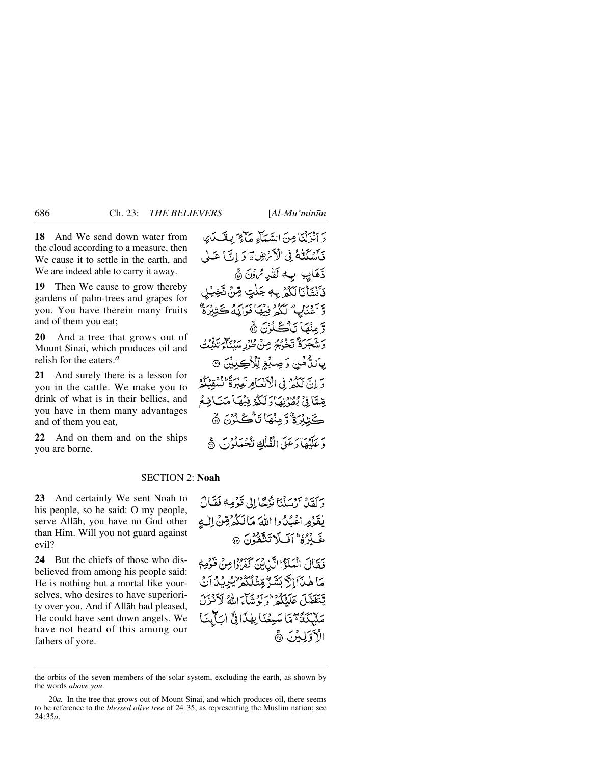**18** And We send down water from the cloud according to a measure, then We cause it to settle in the earth, and We are indeed able to carry it away.

وَ اَنْزَلْنَا مِنَ السَّمَآءِ مَآءًۢ بِقَدَرٍ فَاَسْكَنّٰهُ فِى الْاَرْضِ ۖ وَ اِنَّا عَلٰى ذَهَابٍۢ بِهٖ لَقٰدِرُوْنَ ۚ﴿۱۸﴾

**19** Then We cause to grow thereby gardens of palm-trees and grapes for you. You have therein many fruits and of them you eat;

فَاَنْشَاْنَا لَكُمْ بِهٖ جَنّٰتٍ مِّنْ نَّخِيْلٍ وَّ اَعْنَابٍ ۘ لَكُمْ فِيْهَا فَوَاكِهُ كَثِيْرَةٌ وَّ مِنْهَا تَاْكُلُوْنَ ۙ﴿۱۹﴾

**20** And a tree that grows out of Mount Sinai, which produces oil and relish for the eaters.[a]

وَ شَجَرَةً تَخْرُجُ مِنْ طُوْرِ سَيْنَآءَ تَنْۢبُتُ بِالدُّهْنِ وَ صِبْغٍ لِّلْاٰكِلِيْنَ ﴿۲۰﴾

**21** And surely there is a lesson for you in the cattle. We make you to drink of what is in their bellies, and you have in them many advantages and of them you eat,

وَ اِنَّ لَكُمْ فِى الْاَنْعَامِ لَعِبْرَةً ؕ نُسْقِيْكُمْ مِّمَّا فِىْ بُطُوْنِهَا وَ لَكُمْ فِيْهَا مَنَافِعُ كَثِيْرَةٌ وَّ مِنْهَا تَاْكُلُوْنَ ۙ﴿۲۱﴾

**22** And on them and on the ships you are borne.

وَ عَلَيْهَا وَ عَلَى الْفُلْكِ تُحْمَلُوْنَ ﴿۲۲﴾

## SECTION 2: Noah

**23** And certainly We sent Noah to his people, so he said: O my people, serve Allāh, you have no God other than Him. Will you not guard against evil?

وَ لَقَدْ اَرْسَلْنَا نُوْحًا اِلٰى قَوْمِهٖ فَقَالَ يٰقَوْمِ اعْبُدُوا اللّٰهَ مَا لَكُمْ مِّنْ اِلٰهٍ غَيْرُهٗ ؕ اَفَلَا تَتَّقُوْنَ ﴿۲۳﴾

**24** But the chiefs of those who disbelieved from among his people said: He is nothing but a mortal like yourselves, who desires to have superiority over you. And if Allāh had pleased, He could have sent down angels. We have not heard of this among our fathers of yore.

فَقَالَ الْمَلَؤُا الَّذِيْنَ كَفَرُوْا مِنْ قَوْمِهٖ مَا هٰذَاۤ اِلَّا بَشَرٌ مِّثْلُكُمْ ۙ يُرِيْدُ اَنْ يَّتَفَضَّلَ عَلَيْكُمْ ؕ وَ لَوْ شَآءَ اللّٰهُ لَاَنْزَلَ مَلٰٓئِكَةً ۚۖ مَّا سَمِعْنَا بِهٰذَا فِىْۤ اٰبَآئِنَا الْاَوَّلِيْنَ ﴿ۚ۲۴﴾

---

the orbits of the seven members of the solar system, excluding the earth, as shown by the words *above you*.

20*a.* In the tree that grows out of Mount Sinai, and which produces oil, there seems to be reference to the *blessed olive tree* of 24:35, as representing the Muslim nation; see 24:35*a*.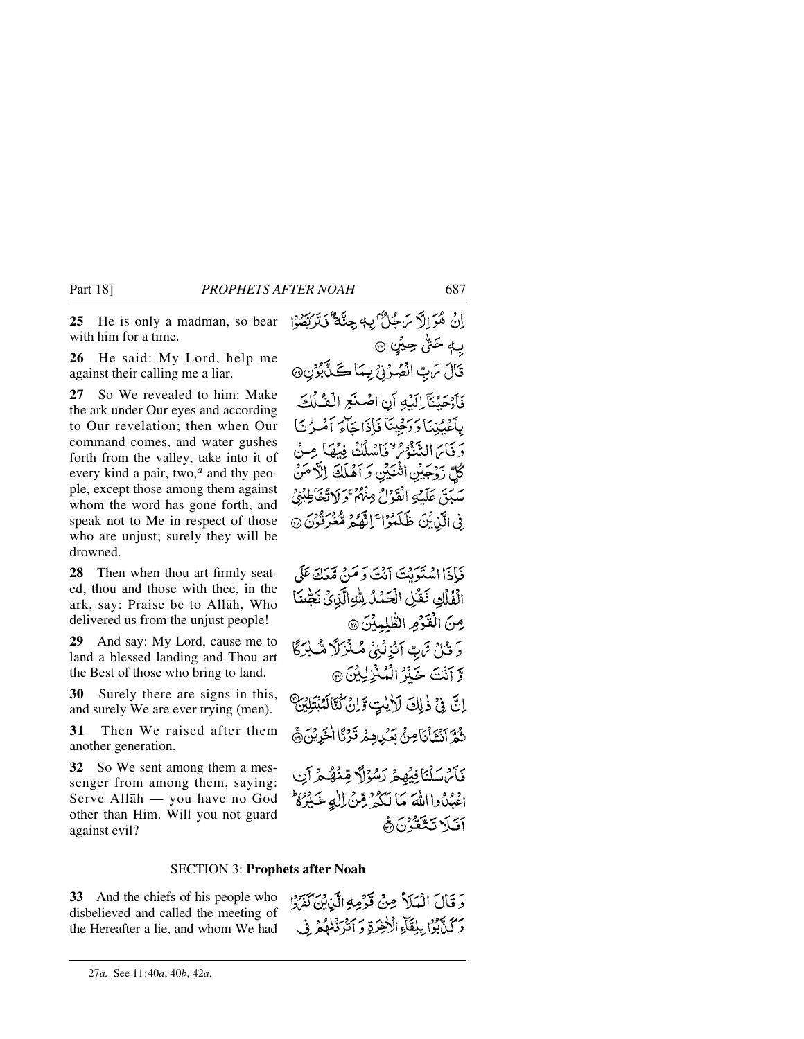**25** He is only a madman, so bear with him for a time.

إِنْ هُوَ إِلَّا رَجُلٌ بِهِ جِنَّةٌ فَتَرَبَّصُوا بِهِ حَتَّىٰ حِينٍ ﴿٢٥﴾

**26** He said: My Lord, help me against their calling me a liar.

قَالَ رَبِّ انصُرْنِي بِمَا كَذَّبُونِ ﴿٢٦﴾

**27** So We revealed to him: Make the ark under Our eyes and according to Our revelation; then when Our command comes, and water gushes forth from the valley, take into it of every kind a pair, two,[a] and thy people, except those among them against whom the word has gone forth, and speak not to Me in respect of those who are unjust; surely they will be drowned.

فَأَوْحَيْنَا إِلَيْهِ أَنِ اصْنَعِ الْفُلْكَ بِأَعْيُنِنَا وَوَحْيِنَا فَإِذَا جَاءَ أَمْرُنَا وَفَارَ التَّنُّورُ فَاسْلُكْ فِيهَا مِن كُلٍّ زَوْجَيْنِ اثْنَيْنِ وَأَهْلَكَ إِلَّا مَن سَبَقَ عَلَيْهِ الْقَوْلُ مِنْهُمْ وَلَا تُخَاطِبْنِي فِي الَّذِينَ ظَلَمُوا إِنَّهُم مُّغْرَقُونَ ﴿٢٧﴾

**28** Then when thou art firmly seated, thou and those with thee, in the ark, say: Praise be to Allāh, Who delivered us from the unjust people!

فَإِذَا اسْتَوَيْتَ أَنتَ وَمَن مَّعَكَ عَلَى الْفُلْكِ فَقُلِ الْحَمْدُ لِلَّهِ الَّذِي نَجَّانَا مِنَ الْقَوْمِ الظَّالِمِينَ ﴿٢٨﴾

**29** And say: My Lord, cause me to land a blessed landing and Thou art the Best of those who bring to land.

وَقُل رَّبِّ أَنزِلْنِي مُنزَلًا مُّبَارَكًا وَأَنتَ خَيْرُ الْمُنزِلِينَ ﴿٢٩﴾

**30** Surely there are signs in this, and surely We are ever trying (men).

إِنَّ فِي ذَٰلِكَ لَآيَاتٍ وَإِن كُنَّا لَمُبْتَلِينَ ﴿٣٠﴾

**31** Then We raised after them another generation.

ثُمَّ أَنشَأْنَا مِن بَعْدِهِمْ قَرْنًا آخَرِينَ ﴿٣١﴾

**32** So We sent among them a messenger from among them, saying: Serve Allāh — you have no God other than Him. Will you not guard against evil?

فَأَرْسَلْنَا فِيهِمْ رَسُولًا مِّنْهُمْ أَنِ اعْبُدُوا اللَّهَ مَا لَكُم مِّنْ إِلَٰهٍ غَيْرُهُ أَفَلَا تَتَّقُونَ ﴿٣٢﴾

## SECTION 3: Prophets after Noah

**33** And the chiefs of his people who disbelieved and called the meeting of the Hereafter a lie, and whom We had

وَقَالَ الْمَلَأُ مِن قَوْمِهِ الَّذِينَ كَفَرُوا وَكَذَّبُوا بِلِقَاءِ الْآخِرَةِ وَأَتْرَفْنَاهُمْ فِي

---

27*a*. See 11:40*a*, 40*b*, 42*a*.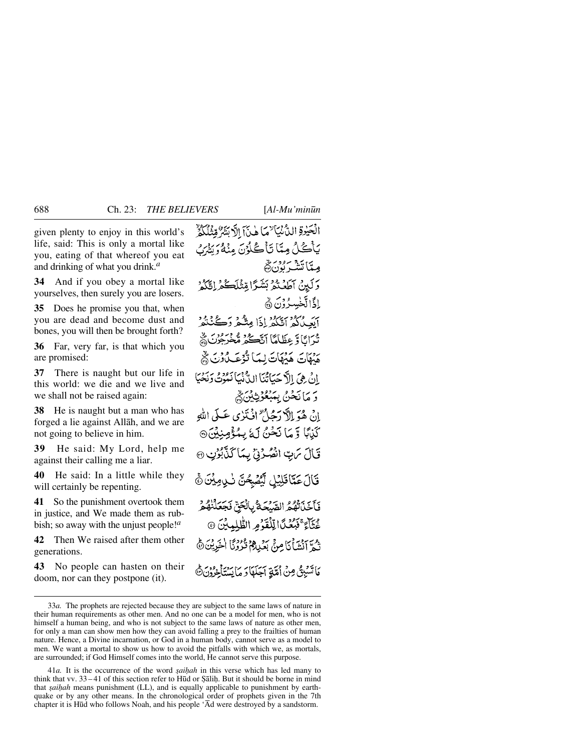given plenty to enjoy in this world's life, said: This is only a mortal like you, eating of that whereof you eat and drinking of what you drink.[a]

الْحَيٰوةِ الدُّنْيَا ۙ مَا هٰذَآ اِلَّا بَشَرٌ مِّثْلُكُمْ ۙ يَاْكُلُ مِمَّا تَاْكُلُوْنَ مِنْهُ وَيَشْرَبُ مِمَّا تَشْرَبُوْنَ ﴿۳۳﴾

**34** And if you obey a mortal like yourselves, then surely you are losers.

وَلَئِنْ اَطَعْتُمْ بَشَرًا مِّثْلَكُمْ اِنَّكُمْ اِذًا لَّخٰسِرُوْنَ ﴿۳۴﴾

**35** Does he promise you that, when you are dead and become dust and bones, you will then be brought forth?

اَيَعِدُكُمْ اَنَّكُمْ اِذَا مِتُّمْ وَكُنْتُمْ تُرَابًا وَّعِظَامًا اَنَّكُمْ مُّخْرَجُوْنَ ﴿۳۵﴾

**36** Far, very far, is that which you are promised:

هَيْهَاتَ هَيْهَاتَ لِمَا تُوْعَدُوْنَ ﴿۳۶﴾

**37** There is naught but our life in this world: we die and we live and we shall not be raised again:

اِنْ هِيَ اِلَّا حَيَاتُنَا الدُّنْيَا نَمُوْتُ وَنَحْيَا وَمَا نَحْنُ بِمَبْعُوْثِيْنَ ﴿۳۷﴾

**38** He is naught but a man who has forged a lie against Allāh, and we are not going to believe in him.

اِنْ هُوَ اِلَّا رَجُلُ ۣافْتَرٰى عَلَى اللّٰهِ كَذِبًا وَّمَا نَحْنُ لَهٗ بِمُؤْمِنِيْنَ ﴿۳۸﴾

**39** He said: My Lord, help me against their calling me a liar.

قَالَ رَبِّ انْصُرْنِيْ بِمَا كَذَّبُوْنِ ﴿۳۹﴾

**40** He said: In a little while they will certainly be repenting.

قَالَ عَمَّا قَلِيْلٍ لَّيُصْبِحُنَّ نٰدِمِيْنَ ﴿۴۰﴾

**41** So the punishment overtook them in justice, and We made them as rubbish; so away with the unjust people![a]

فَاَخَذَتْهُمُ الصَّيْحَةُ بِالْحَقِّ فَجَعَلْنٰهُمْ غُثَآءً ۚ فَبُعْدًا لِّلْقَوْمِ الظّٰلِمِيْنَ ﴿۴۱﴾

**42** Then We raised after them other generations.

ثُمَّ اَنْشَاْنَا مِنْ بَعْدِهِمْ قُرُوْنًا اٰخَرِيْنَ ﴿۴۲﴾

**43** No people can hasten on their doom, nor can they postpone (it).

مَا تَسْبِقُ مِنْ اُمَّةٍ اَجَلَهَا وَمَا يَسْتَاْخِرُوْنَ ﴿۴۳﴾

---

33*a.* The prophets are rejected because they are subject to the same laws of nature in their human requirements as other men. And no one can be a model for men, who is not himself a human being, and who is not subject to the same laws of nature as other men, for only a man can show men how they can avoid falling a prey to the frailties of human nature. Hence, a Divine incarnation, or God in a human body, cannot serve as a model to men. We want a mortal to show us how to avoid the pitfalls with which we, as mortals, are surrounded; if God Himself comes into the world, He cannot serve this purpose.

41*a.* It is the occurrence of the word *ṣaiḥah* in this verse which has led many to think that vv. 33 – 41 of this section refer to Hūd or Ṣāliḥ. But it should be borne in mind that *ṣaiḥah* means punishment (LL), and is equally applicable to punishment by earthquake or by any other means. In the chronological order of prophets given in the 7th chapter it is Hūd who follows Noah, and his people 'Ād were destroyed by a sandstorm.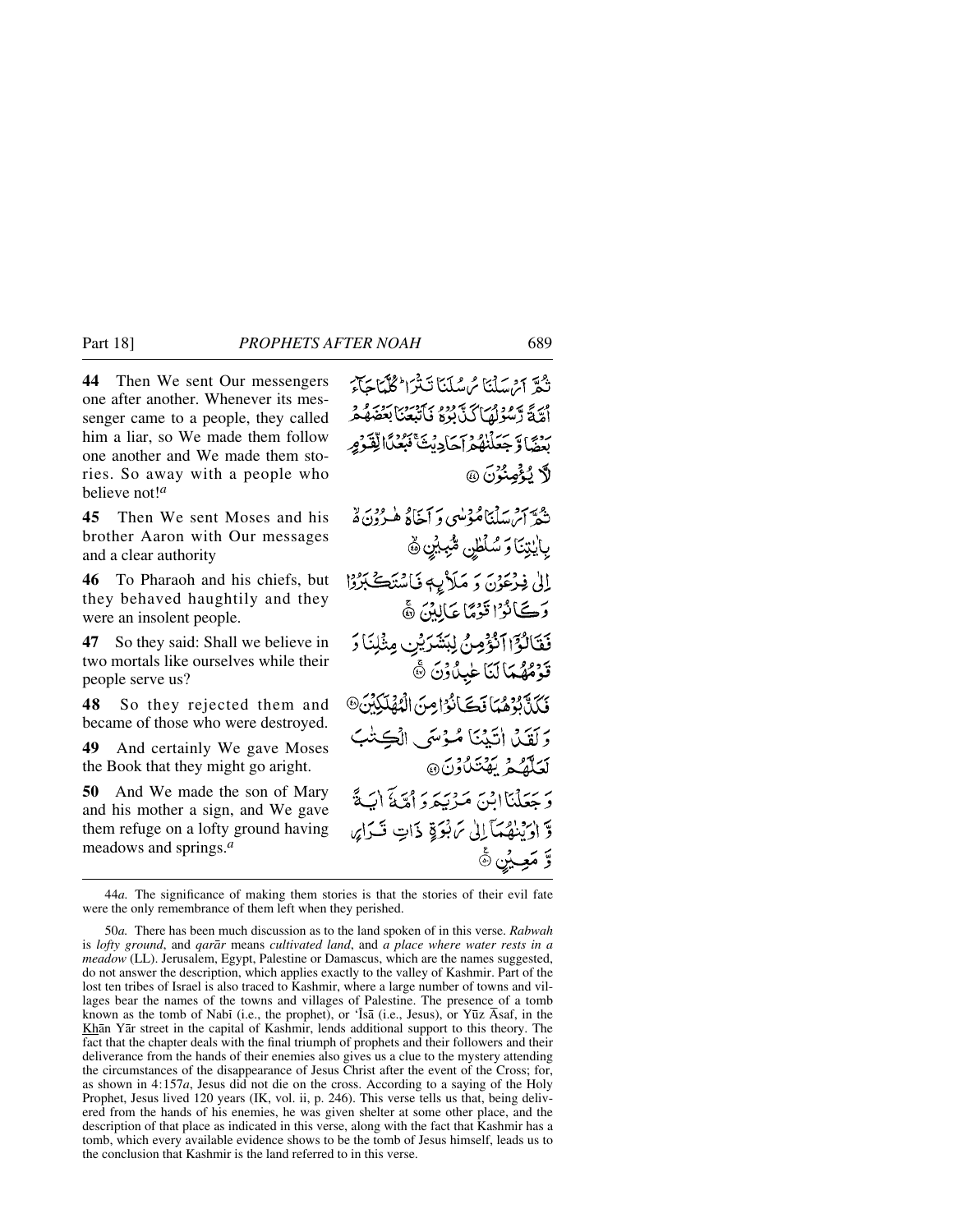**44** Then We sent Our messengers one after another. Whenever its messenger came to a people, they called him a liar, so We made them follow one another and We made them stories. So away with a people who believe not![a]

ثُمَّ أَرْسَلْنَا رُسُلَنَا تَتْرَا ۖ كُلَّمَا جَآءَ أُمَّةً رَّسُولُهَا كَذَّبُوهُ فَأَتْبَعْنَا بَعْضَهُم بَعْضًا وَجَعَلْنَٰهُمْ أَحَادِيثَ ۚ فَبُعْدًا لِّقَوْمٍ لَّا يُؤْمِنُونَ ﴿٤٤﴾

**45** Then We sent Moses and his brother Aaron with Our messages and a clear authority

ثُمَّ أَرْسَلْنَا مُوسَىٰ وَأَخَاهُ هَٰرُونَ بِـَٔايَٰتِنَا وَسُلْطَٰنٍ مُّبِينٍ ﴿٤٥﴾

**46** To Pharaoh and his chiefs, but they behaved haughtily and they were an insolent people.

إِلَىٰ فِرْعَوْنَ وَمَلَإِيْهِۦ فَٱسْتَكْبَرُوا۟ وَكَانُوا۟ قَوْمًا عَالِينَ ﴿٤٦﴾

**47** So they said: Shall we believe in two mortals like ourselves while their people serve us?

فَقَالُوٓا۟ أَنُؤْمِنُ لِبَشَرَيْنِ مِثْلِنَا وَقَوْمُهُمَا لَنَا عَٰبِدُونَ ﴿٤٧﴾

**48** So they rejected them and became of those who were destroyed.

فَكَذَّبُوهُمَا فَكَانُوا۟ مِنَ ٱلْمُهْلَكِينَ ﴿٤٨﴾

**49** And certainly We gave Moses the Book that they might go aright.

وَلَقَدْ ءَاتَيْنَا مُوسَى ٱلْكِتَٰبَ لَعَلَّهُمْ يَهْتَدُونَ ﴿٤٩﴾

**50** And We made the son of Mary and his mother a sign, and We gave them refuge on a lofty ground having meadows and springs.[a]

وَجَعَلْنَا ٱبْنَ مَرْيَمَ وَأُمَّهُۥٓ ءَايَةً وَءَاوَيْنَٰهُمَآ إِلَىٰ رَبْوَةٍ ذَاتِ قَرَارٍ وَمَعِينٍ ﴿٥٠﴾

---

44*a.* The significance of making them stories is that the stories of their evil fate were the only remembrance of them left when they perished.

50*a.* There has been much discussion as to the land spoken of in this verse. *Rabwah* is *lofty ground*, and *qarār* means *cultivated land*, and *a place where water rests in a meadow* (LL). Jerusalem, Egypt, Palestine or Damascus, which are the names suggested, do not answer the description, which applies exactly to the valley of Kashmir. Part of the lost ten tribes of Israel is also traced to Kashmir, where a large number of towns and villages bear the names of the towns and villages of Palestine. The presence of a tomb known as the tomb of Nabī (i.e., the prophet), or ‘Īsā (i.e., Jesus), or Yūz Āsaf, in the Khān Yār street in the capital of Kashmir, lends additional support to this theory. The fact that the chapter deals with the final triumph of prophets and their followers and their deliverance from the hands of their enemies also gives us a clue to the mystery attending the circumstances of the disappearance of Jesus Christ after the event of the Cross; for, as shown in 4:157*a*, Jesus did not die on the cross. According to a saying of the Holy Prophet, Jesus lived 120 years (IK, vol. ii, p. 246). This verse tells us that, being delivered from the hands of his enemies, he was given shelter at some other place, and the description of that place as indicated in this verse, along with the fact that Kashmir has a tomb, which every available evidence shows to be the tomb of Jesus himself, leads us to the conclusion that Kashmir is the land referred to in this verse.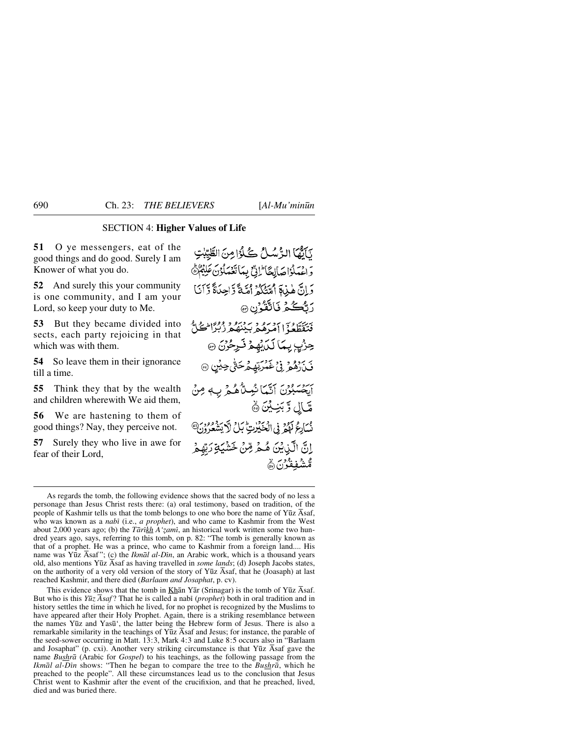## SECTION 4: **Higher Values of Life**

**51** O ye messengers, eat of the good things and do good. Surely I am Knower of what you do.

يٰۤاَيُّهَا الرُّسُلُ كُلُوْا مِنَ الطَّيِّبٰتِ وَ اعْمَلُوْا صَالِحًا ؕ اِنِّيْ بِمَا تَعْمَلُوْنَ عَلِيْمٌ ﴿۵۱﴾

**52** And surely this your community is one community, and I am your Lord, so keep your duty to Me.

وَ اِنَّ هٰذِهٖۤ اُمَّتُكُمْ اُمَّةً وَّاحِدَةً وَّ اَنَا رَبُّكُمْ فَاتَّقُوْنِ ﴿۵۲﴾

**53** But they became divided into sects, each party rejoicing in that which was with them.

فَتَقَطَّعُوْۤا اَمْرَهُمْ بَيْنَهُمْ زُبُرًا ؕ كُلُّ حِزْبٍۭ بِمَا لَدَيْهِمْ فَرِحُوْنَ ﴿۵۳﴾

**54** So leave them in their ignorance till a time.

فَذَرْهُمْ فِيْ غَمْرَتِهِمْ حَتّٰى حِيْنٍ ﴿۵۴﴾

**55** Think they that by the wealth and children wherewith We aid them,

اَيَحْسَبُوْنَ اَنَّمَا نُمِدُّهُمْ بِهٖ مِنْ مَّالٍ وَّ بَنِيْنَ ﴿۵۵﴾

**56** We are hastening to them of good things? Nay, they perceive not.

نُسَارِعُ لَهُمْ فِي الْخَيْرٰتِ ؕ بَلْ لَّا يَشْعُرُوْنَ ﴿۵۶﴾

**57** Surely they who live in awe for fear of their Lord,

اِنَّ الَّذِيْنَ هُمْ مِّنْ خَشْيَةِ رَبِّهِمْ مُّشْفِقُوْنَ ﴿۵۷﴾

---

As regards the tomb, the following evidence shows that the sacred body of no less a personage than Jesus Christ rests there: (a) oral testimony, based on tradition, of the people of Kashmir tells us that the tomb belongs to one who bore the name of Yūz Āsaf, who was known as a *nabī* (i.e., *a prophet*), and who came to Kashmir from the West about 2,000 years ago; (b) the *Tārīkh A'ẓamī*, an historical work written some two hundred years ago, says, referring to this tomb, on p. 82: "The tomb is generally known as that of a prophet. He was a prince, who came to Kashmir from a foreign land.... His name was Yūz Āsaf"; (c) the *Ikmāl al-Dīn*, an Arabic work, which is a thousand years old, also mentions Yūz Āsaf as having travelled in *some lands*; (d) Joseph Jacobs states, on the authority of a very old version of the story of Yūz Āsaf, that he (Joasaph) at last reached Kashmir, and there died (*Barlaam and Josaphat*, p. cv).

This evidence shows that the tomb in Khān Yār (Srinagar) is the tomb of Yūz Āsaf. But who is this *Yūz Āsaf*? That he is called a nabī (*prophet*) both in oral tradition and in history settles the time in which he lived, for no prophet is recognized by the Muslims to have appeared after their Holy Prophet. Again, there is a striking resemblance between the names Yūz and Yasū', the latter being the Hebrew form of Jesus. There is also a remarkable similarity in the teachings of Yūz Āsaf and Jesus; for instance, the parable of the seed-sower occurring in Matt. 13:3, Mark 4:3 and Luke 8:5 occurs also in "Barlaam and Josaphat" (p. cxi). Another very striking circumstance is that Yūz Āsaf gave the name *Bushrā* (Arabic for *Gospel*) to his teachings, as the following passage from the *Ikmāl al-Dīn* shows: "Then he began to compare the tree to the *Bushrā*, which he preached to the people". All these circumstances lead us to the conclusion that Jesus Christ went to Kashmir after the event of the crucifixion, and that he preached, lived, died and was buried there.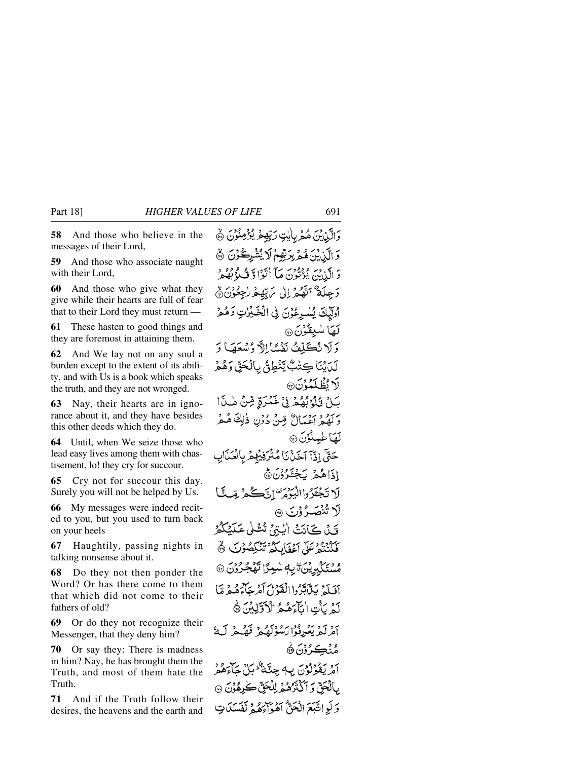**58** And those who believe in the messages of their Lord,

**59** And those who associate naught with their Lord,

**60** And those who give what they give while their hearts are full of fear that to their Lord they must return —

**61** These hasten to good things and they are foremost in attaining them.

**62** And We lay not on any soul a burden except to the extent of its ability, and with Us is a book which speaks the truth, and they are not wronged.

**63** Nay, their hearts are in ignorance about it, and they have besides this other deeds which they do.

**64** Until, when We seize those who lead easy lives among them with chastisement, lo! they cry for succour.

**65** Cry not for succour this day. Surely you will not be helped by Us.

**66** My messages were indeed recited to you, but you used to turn back on your heels

**67** Haughtily, passing nights in talking nonsense about it.

**68** Do they not then ponder the Word? Or has there come to them that which did not come to their fathers of old?

**69** Or do they not recognize their Messenger, that they deny him?

**70** Or say they: There is madness in him? Nay, he has brought them the Truth, and most of them hate the Truth.

**71** And if the Truth follow their desires, the heavens and the earth and

وَالَّذِينَ هُمْ بِآيَاتِ رَبِّهِمْ يُؤْمِنُونَ ﴿٥٨﴾

وَالَّذِينَ هُمْ بِرَبِّهِمْ لَا يُشْرِكُونَ ﴿٥٩﴾

وَالَّذِينَ يُؤْتُونَ مَا آتَوْا وَّقُلُوبُهُمْ وَجِلَةٌ أَنَّهُمْ إِلَىٰ رَبِّهِمْ رَاجِعُونَ ﴿٦٠﴾

أُولَٰئِكَ يُسَارِعُونَ فِي الْخَيْرَاتِ وَهُمْ لَهَا سَابِقُونَ ﴿٦١﴾

وَلَا نُكَلِّفُ نَفْسًا إِلَّا وُسْعَهَا وَلَدَيْنَا كِتَابٌ يَنْطِقُ بِالْحَقِّ وَهُمْ لَا يُظْلَمُونَ ﴿٦٢﴾

بَلْ قُلُوبُهُمْ فِي غَمْرَةٍ مِّنْ هَٰذَا وَلَهُمْ أَعْمَالٌ مِّنْ دُونِ ذَٰلِكَ هُمْ لَهَا عَامِلُونَ ﴿٦٣﴾

حَتَّىٰ إِذَا أَخَذْنَا مُتْرَفِيهِمْ بِالْعَذَابِ إِذَا هُمْ يَجْأَرُونَ ﴿٦٤﴾

لَا تَجْأَرُوا الْيَوْمَ إِنَّكُمْ مِّنَّا لَا تُنْصَرُونَ ﴿٦٥﴾

قَدْ كَانَتْ آيَاتِي تُتْلَىٰ عَلَيْكُمْ فَكُنْتُمْ عَلَىٰ أَعْقَابِكُمْ تَنْكِصُونَ ﴿٦٦﴾

مُسْتَكْبِرِينَ بِهِ سَامِرًا تَهْجُرُونَ ﴿٦٧﴾

أَفَلَمْ يَدَّبَّرُوا الْقَوْلَ أَمْ جَاءَهُمْ مَّا لَمْ يَأْتِ آبَاءَهُمُ الْأَوَّلِينَ ﴿٦٨﴾

أَمْ لَمْ يَعْرِفُوا رَسُولَهُمْ فَهُمْ لَهُ مُنْكِرُونَ ﴿٦٩﴾

أَمْ يَقُولُونَ بِهِ جِنَّةٌ بَلْ جَاءَهُمْ بِالْحَقِّ وَأَكْثَرُهُمْ لِلْحَقِّ كَارِهُونَ ﴿٧٠﴾

وَلَوِ اتَّبَعَ الْحَقُّ أَهْوَاءَهُمْ لَفَسَدَتِ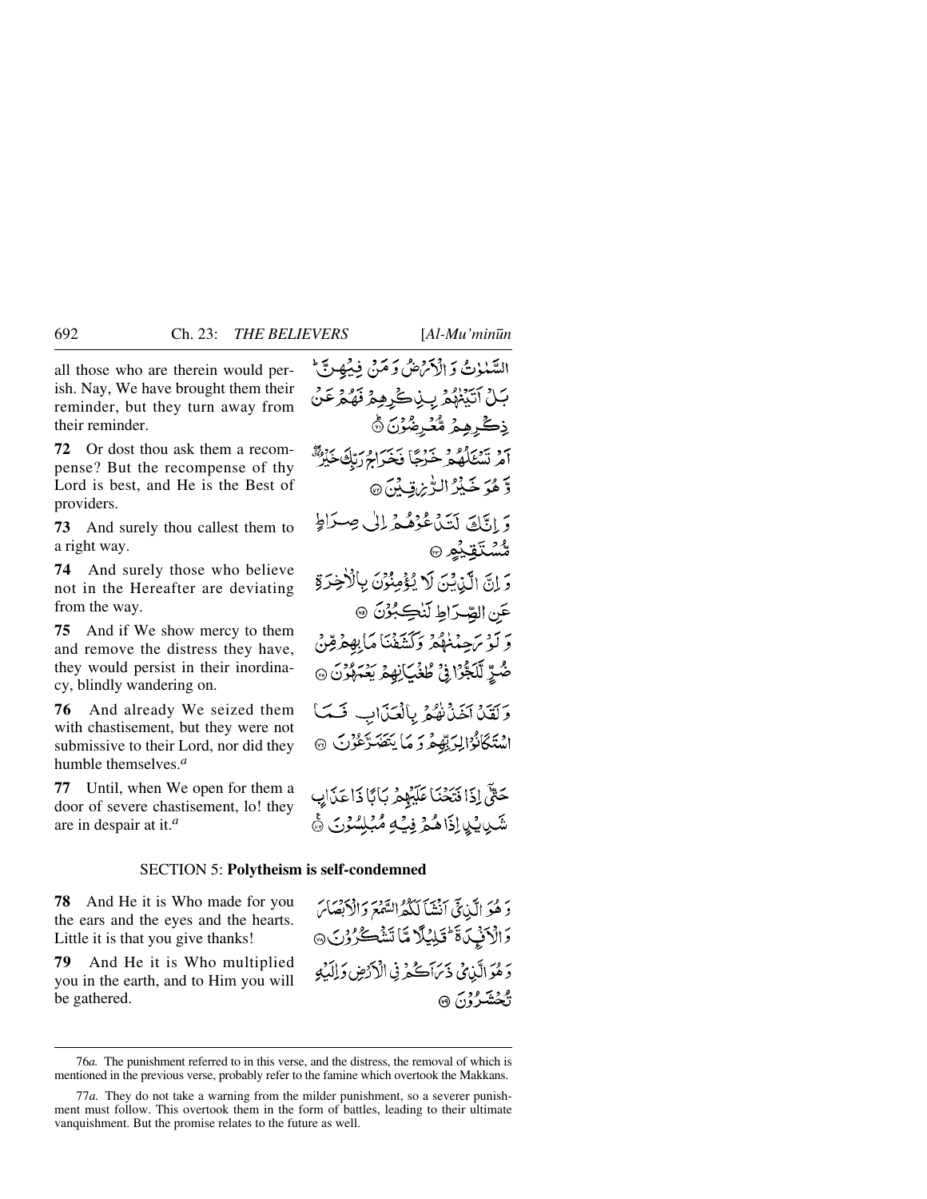all those who are therein would perish. Nay, We have brought them their reminder, but they turn away from their reminder.

السَّمٰوٰتُ وَ الْاَرْضُ وَ مَنْ فِيْهِنَّ ؕ بَلْ اَتَيْنٰهُمْ بِذِكْرِهِمْ فَهُمْ عَنْ ذِكْرِهِمْ مُّعْرِضُوْنَ ﴿۷۱﴾

**72** Or dost thou ask them a recompense? But the recompense of thy Lord is best, and He is the Best of providers.

اَمْ تَسْـَٔلُهُمْ خَرْجًا فَخَرَاجُ رَبِّكَ خَيْرٌ ٭ۖ وَّ هُوَ خَيْرُ الرّٰزِقِيْنَ ﴿۷۲﴾

**73** And surely thou callest them to a right way.

وَ اِنَّكَ لَتَدْعُوْهُمْ اِلٰى صِرَاطٍ مُّسْتَقِيْمٍ ﴿۷۳﴾

**74** And surely those who believe not in the Hereafter are deviating from the way.

وَ اِنَّ الَّذِيْنَ لَا يُؤْمِنُوْنَ بِالْاٰخِرَةِ عَنِ الصِّرَاطِ لَنٰكِبُوْنَ ﴿۷۴﴾

**75** And if We show mercy to them and remove the distress they have, they would persist in their inordinacy, blindly wandering on.

وَ لَوْ رَحِمْنٰهُمْ وَ كَشَفْنَا مَا بِهِمْ مِّنْ ضُرٍّ لَّلَجُّوْا فِيْ طُغْيَانِهِمْ يَعْمَهُوْنَ ﴿۷۵﴾

**76** And already We seized them with chastisement, but they were not submissive to their Lord, nor did they humble themselves.[a]

وَ لَقَدْ اَخَذْنٰهُمْ بِالْعَذَابِ فَمَا اسْتَكَانُوْا لِرَبِّهِمْ وَ مَا يَتَضَرَّعُوْنَ ﴿۷۶﴾

**77** Until, when We open for them a door of severe chastisement, lo! they are in despair at it.[a]

حَتّٰۤى اِذَا فَتَحْنَا عَلَيْهِمْ بَابًا ذَا عَذَابٍ شَدِيْدٍ اِذَا هُمْ فِيْهِ مُبْلِسُوْنَ ﴿۷۷﴾

## SECTION 5: **Polytheism is self-condemned**

**78** And He it is Who made for you the ears and the eyes and the hearts. Little it is that you give thanks!

وَ هُوَ الَّذِيْۤ اَنْشَاَ لَكُمُ السَّمْعَ وَ الْاَبْصَارَ وَ الْاَفْـِٕدَةَ ؕ قَلِيْلًا مَّا تَشْكُرُوْنَ ﴿۷۸﴾

**79** And He it is Who multiplied you in the earth, and to Him you will be gathered.

وَ هُوَ الَّذِيْ ذَرَاَكُمْ فِي الْاَرْضِ وَ اِلَيْهِ تُحْشَرُوْنَ ﴿۷۹﴾

---

76*a.* The punishment referred to in this verse, and the distress, the removal of which is mentioned in the previous verse, probably refer to the famine which overtook the Makkans.

77*a.* They do not take a warning from the milder punishment, so a severer punishment must follow. This overtook them in the form of battles, leading to their ultimate vanquishment. But the promise relates to the future as well.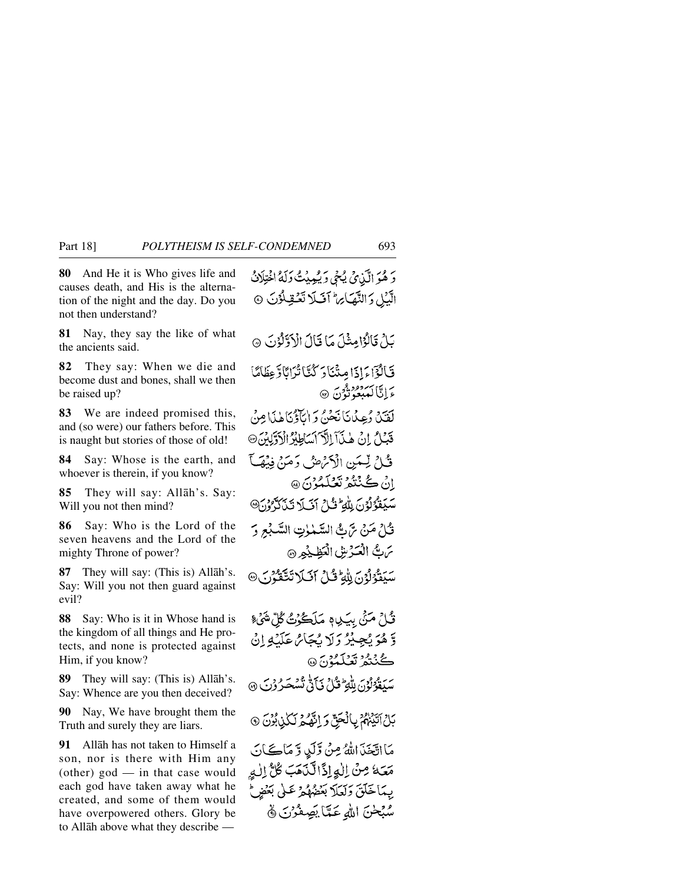**80** And He it is Who gives life and causes death, and His is the alternation of the night and the day. Do you not then understand?

وَ هُوَ الَّذِيْ يُحْيٖ وَ يُمِيْتُ وَ لَهُ اخْتِلَافُ الَّيْلِ وَ النَّهَارِ ؕ اَفَلَا تَعْقِلُوْنَ ﴿۸۰﴾

**81** Nay, they say the like of what the ancients said.

بَلْ قَالُوْا مِثْلَ مَا قَالَ الْاَوَّلُوْنَ ﴿۸۱﴾

**82** They say: When we die and become dust and bones, shall we then be raised up?

قَالُوْۤا ءَ اِذَا مِتْنَا وَ كُنَّا تُرَابًا وَّ عِظَامًا ءَ اِنَّا لَمَبْعُوْثُوْنَ ﴿۸۲﴾

**83** We are indeed promised this, and (so were) our fathers before. This is naught but stories of those of old!

لَقَدْ وُعِدْنَا نَحْنُ وَ اٰبَآؤُنَا هٰذَا مِنْ قَبْلُ اِنْ هٰذَاۤ اِلَّاۤ اَسَاطِيْرُ الْاَوَّلِيْنَ ﴿۸۳﴾

**84** Say: Whose is the earth, and whoever is therein, if you know?

قُلْ لِّمَنِ الْاَرْضُ وَ مَنْ فِيْهَاۤ اِنْ كُنْتُمْ تَعْلَمُوْنَ ﴿۸۴﴾

**85** They will say: Allāh's. Say: Will you not then mind?

سَيَقُوْلُوْنَ لِلّٰهِ ؕ قُلْ اَفَلَا تَذَكَّرُوْنَ ﴿۸۵﴾

**86** Say: Who is the Lord of the seven heavens and the Lord of the mighty Throne of power?

قُلْ مَنْ رَّبُّ السَّمٰوٰتِ السَّبْعِ وَ رَبُّ الْعَرْشِ الْعَظِيْمِ ﴿۸۶﴾

**87** They will say: (This is) Allāh's. Say: Will you not then guard against evil?

سَيَقُوْلُوْنَ لِلّٰهِ ؕ قُلْ اَفَلَا تَتَّقُوْنَ ﴿۸۷﴾

**88** Say: Who is it in Whose hand is the kingdom of all things and He protects, and none is protected against Him, if you know?

قُلْ مَنْۢ بِيَدِهٖ مَلَكُوْتُ كُلِّ شَيْءٍ وَّ هُوَ يُجِيْرُ وَ لَا يُجَارُ عَلَيْهِ اِنْ كُنْتُمْ تَعْلَمُوْنَ ﴿۸۸﴾

**89** They will say: (This is) Allāh's. Say: Whence are you then deceived?

سَيَقُوْلُوْنَ لِلّٰهِ ؕ قُلْ فَاَنّٰى تُسْحَرُوْنَ ﴿۸۹﴾

**90** Nay, We have brought them the Truth and surely they are liars.

بَلْ اَتَيْنٰهُمْ بِالْحَقِّ وَ اِنَّهُمْ لَكٰذِبُوْنَ ﴿۹۰﴾

**91** Allāh has not taken to Himself a son, nor is there with Him any (other) god — in that case would each god have taken away what he created, and some of them would have overpowered others. Glory be to Allāh above what they describe —

مَا اتَّخَذَ اللّٰهُ مِنْ وَّلَدٍ وَّ مَا كَانَ مَعَهٗ مِنْ اِلٰهٍ اِذًا لَّذَهَبَ كُلُّ اِلٰهٍۭ بِمَا خَلَقَ وَ لَعَلَا بَعْضُهُمْ عَلٰى بَعْضٍ ؕ سُبْحٰنَ اللّٰهِ عَمَّا يَصِفُوْنَ ﴿۹۱﴾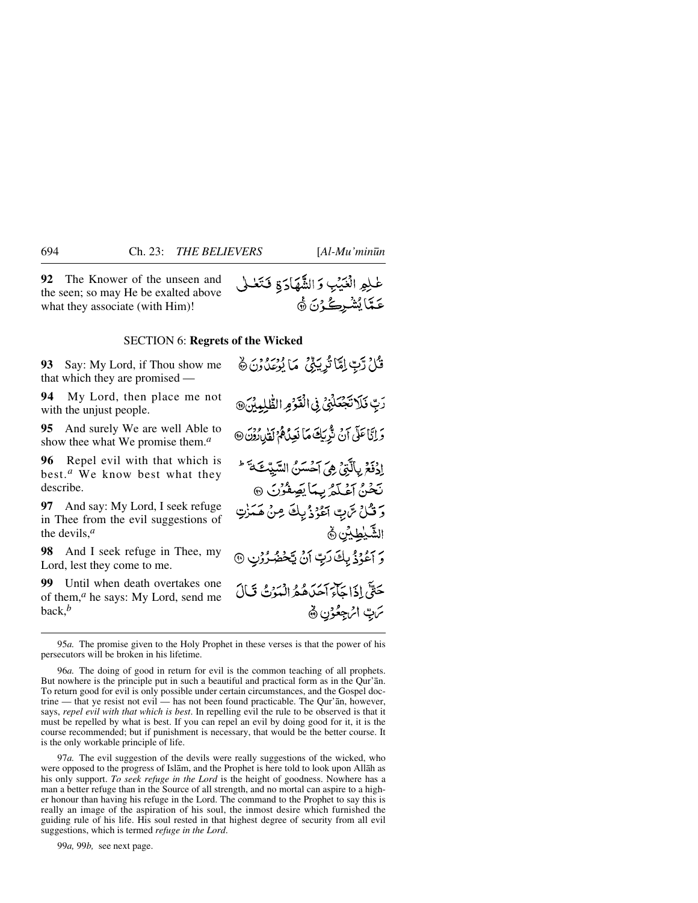**92** The Knower of the unseen and the seen; so may He be exalted above what they associate (with Him)!

عٰلِمِ الْغَيْبِ وَ الشَّهَادَةِ فَتَعٰلٰى عَمَّا يُشْرِكُوْنَ ﴿۹۲﴾

## SECTION 6: **Regrets of the Wicked**

**93** Say: My Lord, if Thou show me that which they are promised —

قُلْ رَّبِّ اِمَّا تُرِيَنِّيْ مَا يُوْعَدُوْنَ ﴿۹۳﴾

**94** My Lord, then place me not with the unjust people.

رَبِّ فَلَا تَجْعَلْنِيْ فِي الْقَوْمِ الظّٰلِمِيْنَ ﴿۹۴﴾

**95** And surely We are well Able to show thee what We promise them.[a]

وَ اِنَّا عَلٰۤى اَنْ نُّرِيَكَ مَا نَعِدُهُمْ لَقٰدِرُوْنَ ﴿۹۵﴾

**96** Repel evil with that which is best.[a] We know best what they describe.

اِدْفَعْ بِالَّتِيْ هِيَ اَحْسَنُ السَّيِّئَةَ ؕ نَحْنُ اَعْلَمُ بِمَا يَصِفُوْنَ ﴿۹۶﴾

**97** And say: My Lord, I seek refuge in Thee from the evil suggestions of the devils,[a]

وَ قُلْ رَّبِّ اَعُوْذُ بِكَ مِنْ هَمَزٰتِ الشَّيٰطِيْنِ ﴿۹۷﴾

**98** And I seek refuge in Thee, my Lord, lest they come to me.

وَ اَعُوْذُ بِكَ رَبِّ اَنْ يَّحْضُرُوْنِ ﴿۹۸﴾

**99** Until when death overtakes one of them,[a] he says: My Lord, send me back,[b]

حَتّٰۤى اِذَا جَآءَ اَحَدَهُمُ الْمَوْتُ قَالَ رَبِّ ارْجِعُوْنِ ﴿۹۹﴾

---

95*a.* The promise given to the Holy Prophet in these verses is that the power of his persecutors will be broken in his lifetime.

96*a.* The doing of good in return for evil is the common teaching of all prophets. But nowhere is the principle put in such a beautiful and practical form as in the Qur'ān. To return good for evil is only possible under certain circumstances, and the Gospel doctrine — that ye resist not evil — has not been found practicable. The Qur'ān, however, says, *repel evil with that which is best*. In repelling evil the rule to be observed is that it must be repelled by what is best. If you can repel an evil by doing good for it, it is the course recommended; but if punishment is necessary, that would be the better course. It is the only workable principle of life.

97*a.* The evil suggestion of the devils were really suggestions of the wicked, who were opposed to the progress of Islām, and the Prophet is here told to look upon Allāh as his only support. *To seek refuge in the Lord* is the height of goodness. Nowhere has a man a better refuge than in the Source of all strength, and no mortal can aspire to a higher honour than having his refuge in the Lord. The command to the Prophet to say this is really an image of the aspiration of his soul, the inmost desire which furnished the guiding rule of his life. His soul rested in that highest degree of security from all evil suggestions, which is termed *refuge in the Lord*.

99*a,* 99*b,* see next page.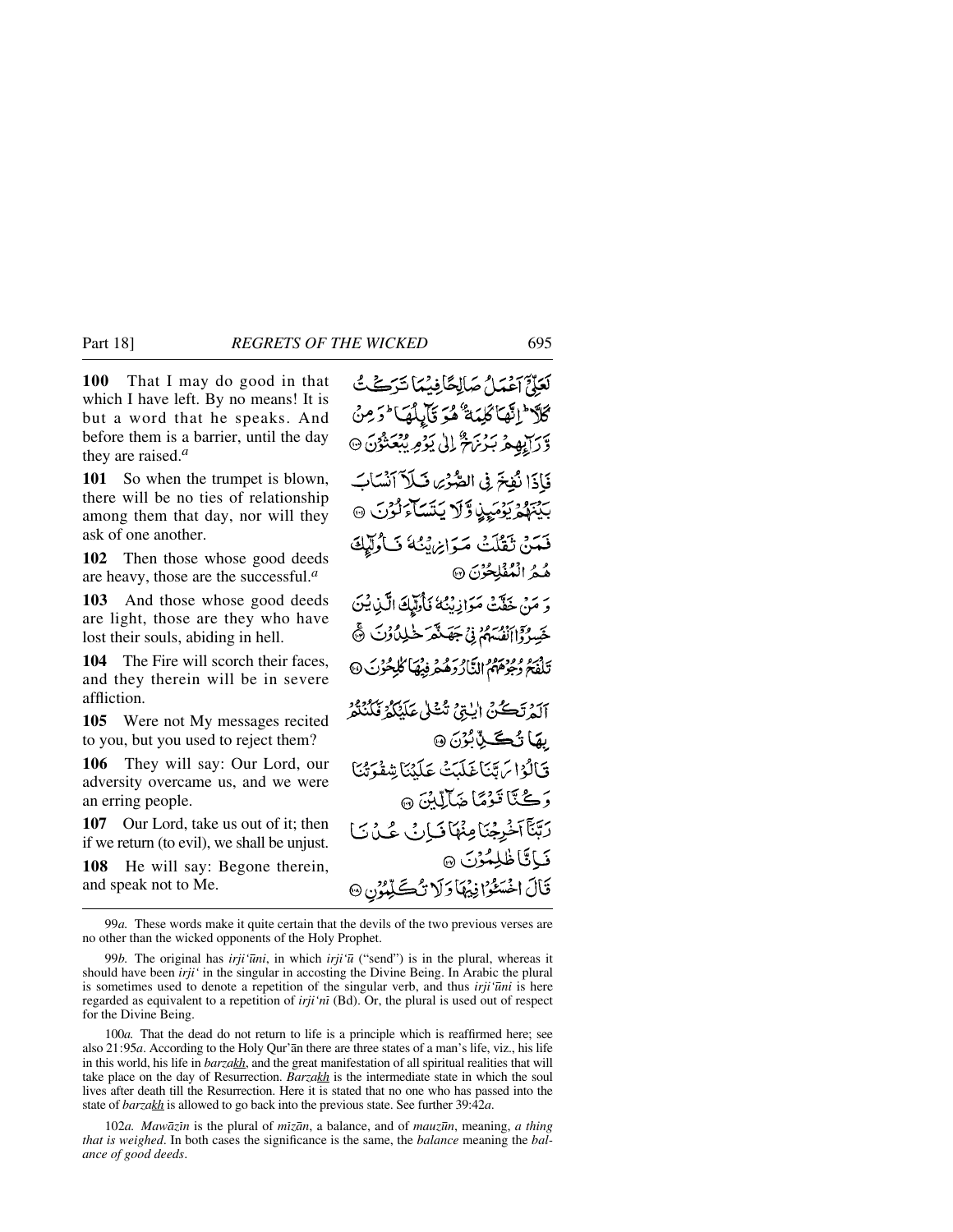**100** That I may do good in that which I have left. By no means! It is but a word that he speaks. And before them is a barrier, until the day they are raised.[a]

**101** So when the trumpet is blown, there will be no ties of relationship among them that day, nor will they ask of one another.

**102** Then those whose good deeds are heavy, those are the successful.[a]

**103** And those whose good deeds are light, those are they who have lost their souls, abiding in hell.

**104** The Fire will scorch their faces, and they therein will be in severe affliction.

**105** Were not My messages recited to you, but you used to reject them?

**106** They will say: Our Lord, our adversity overcame us, and we were an erring people.

**107** Our Lord, take us out of it; then if we return (to evil), we shall be unjust.

**108** He will say: Begone therein, and speak not to Me.

لَعَلِّيٓ أَعۡمَلُ صَٰلِحٗا فِيمَا تَرَكۡتُۚ كَلَّآۚ إِنَّهَا كَلِمَةٌ هُوَ قَآئِلُهَاۖ وَمِن وَرَآئِهِم بَرۡزَخٌ إِلَىٰ يَوۡمِ يُبۡعَثُونَ ۝١٠٠

فَإِذَا نُفِخَ فِي ٱلصُّورِ فَلَآ أَنسَابَ بَيۡنَهُمۡ يَوۡمَئِذٖ وَلَا يَتَسَآءَلُونَ ۝١٠١

فَمَن ثَقُلَتۡ مَوَٰزِينُهُۥ فَأُوْلَٰٓئِكَ هُمُ ٱلۡمُفۡلِحُونَ ۝١٠٢

وَمَنۡ خَفَّتۡ مَوَٰزِينُهُۥ فَأُوْلَٰٓئِكَ ٱلَّذِينَ خَسِرُوٓاْ أَنفُسَهُمۡ فِي جَهَنَّمَ خَٰلِدُونَ ۝١٠٣

تَلۡفَحُ وُجُوهَهُمُ ٱلنَّارُ وَهُمۡ فِيهَا كَٰلِحُونَ ۝١٠٤

أَلَمۡ تَكُنۡ ءَايَٰتِي تُتۡلَىٰ عَلَيۡكُمۡ فَكُنتُم بِهَا تُكَذِّبُونَ ۝١٠٥

قَالُواْ رَبَّنَا غَلَبَتۡ عَلَيۡنَا شِقۡوَتُنَا وَكُنَّا قَوۡمٗا ضَآلِّينَ ۝١٠٦

رَبَّنَآ أَخۡرِجۡنَا مِنۡهَا فَإِنۡ عُدۡنَا فَإِنَّا ظَٰلِمُونَ ۝١٠٧

قَالَ ٱخۡسَـُٔواْ فِيهَا وَلَا تُكَلِّمُونِ ۝١٠٨

---

99*a.* These words make it quite certain that the devils of the two previous verses are no other than the wicked opponents of the Holy Prophet.

99*b.* The original has *irji'ūni*, in which *irji'ū* ("send") is in the plural, whereas it should have been *irji'* in the singular in accosting the Divine Being. In Arabic the plural is sometimes used to denote a repetition of the singular verb, and thus *irji'ūni* is here regarded as equivalent to a repetition of *irji'nī* (Bd). Or, the plural is used out of respect for the Divine Being.

100*a.* That the dead do not return to life is a principle which is reaffirmed here; see also 21:95*a*. According to the Holy Qur'ān there are three states of a man's life, viz., his life in this world, his life in *barzakh*, and the great manifestation of all spiritual realities that will take place on the day of Resurrection. *Barzakh* is the intermediate state in which the soul lives after death till the Resurrection. Here it is stated that no one who has passed into the state of *barzakh* is allowed to go back into the previous state. See further 39:42*a*.

102*a.* *Mawāzīn* is the plural of *mīzān*, a balance, and of *mauzūn*, meaning, *a thing that is weighed*. In both cases the significance is the same, the *balance* meaning the *balance of good deeds*.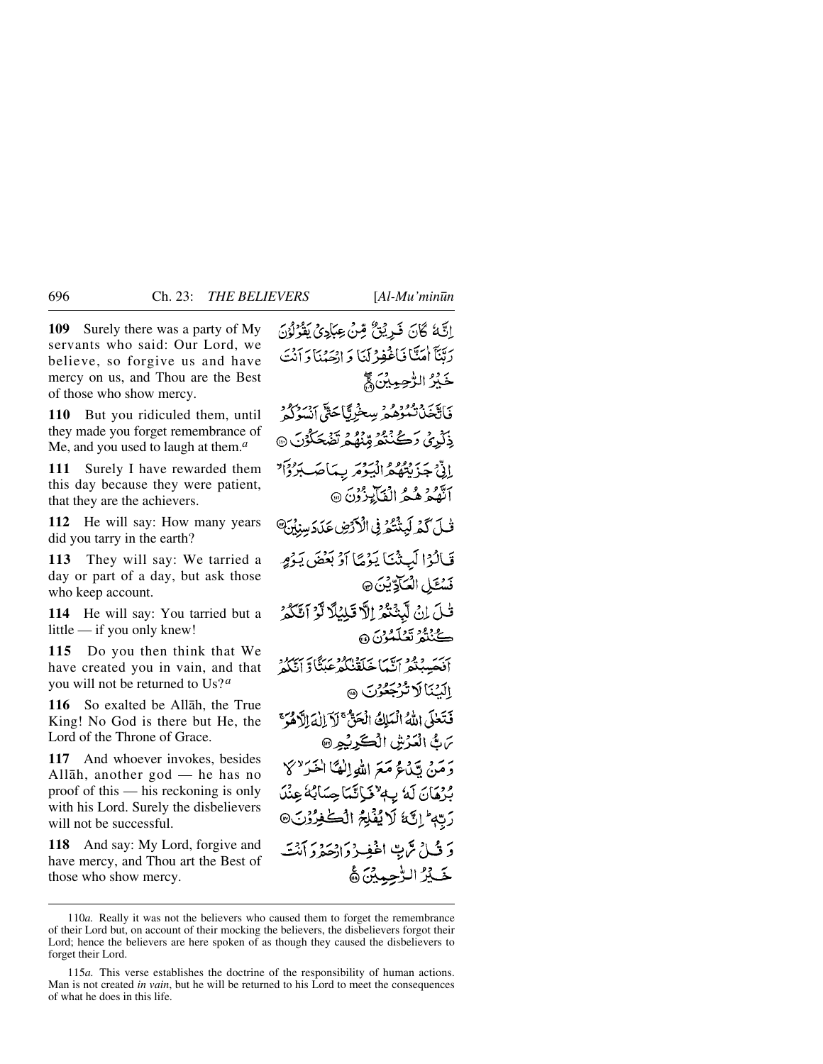**109** Surely there was a party of My servants who said: Our Lord, we believe, so forgive us and have mercy on us, and Thou are the Best of those who show mercy.

إِنَّهُ كَانَ فَرِيقٌ مِّنْ عِبَادِي يَقُولُونَ رَبَّنَآ ءَامَنَّا فَاغْفِرْ لَنَا وَارْحَمْنَا وَأَنتَ خَيْرُ الرَّٰحِمِينَ ﴿١٠٩﴾

**110** But you ridiculed them, until they made you forget remembrance of Me, and you used to laugh at them.[a]

فَاتَّخَذْتُمُوهُمْ سِخْرِيًّا حَتَّىٰٓ أَنسَوْكُمْ ذِكْرِي وَكُنتُم مِّنْهُمْ تَضْحَكُونَ ﴿١١٠﴾

**111** Surely I have rewarded them this day because they were patient, that they are the achievers.

إِنِّي جَزَيْتُهُمُ الْيَوْمَ بِمَا صَبَرُوٓا أَنَّهُمْ هُمُ الْفَآئِزُونَ ﴿١١١﴾

**112** He will say: How many years did you tarry in the earth?

قَٰلَ كَمْ لَبِثْتُمْ فِي الْأَرْضِ عَدَدَ سِنِينَ ﴿١١٢﴾

**113** They will say: We tarried a day or part of a day, but ask those who keep account.

قَالُوا لَبِثْنَا يَوْمًا أَوْ بَعْضَ يَوْمٍ فَسْـَٔلِ الْعَآدِّينَ ﴿١١٣﴾

**114** He will say: You tarried but a little — if you only knew!

قَٰلَ إِن لَّبِثْتُمْ إِلَّا قَلِيلًا لَّوْ أَنَّكُمْ كُنتُمْ تَعْلَمُونَ ﴿١١٤﴾

**115** Do you then think that We have created you in vain, and that you will not be returned to Us?[a]

أَفَحَسِبْتُمْ أَنَّمَا خَلَقْنَٰكُمْ عَبَثًا وَأَنَّكُمْ إِلَيْنَا لَا تُرْجَعُونَ ﴿١١٥﴾

**116** So exalted be Allāh, the True King! No God is there but He, the Lord of the Throne of Grace.

فَتَعَٰلَى اللَّهُ الْمَلِكُ الْحَقُّ ۖ لَآ إِلَٰهَ إِلَّا هُوَ رَبُّ الْعَرْشِ الْكَرِيمِ ﴿١١٦﴾

**117** And whoever invokes, besides Allāh, another god — he has no proof of this — his reckoning is only with his Lord. Surely the disbelievers will not be successful.

وَمَن يَدْعُ مَعَ اللَّهِ إِلَٰهًا ءَاخَرَ لَا بُرْهَٰنَ لَهُ بِهِۦ فَإِنَّمَا حِسَابُهُ عِندَ رَبِّهِۦٓ ۚ إِنَّهُ لَا يُفْلِحُ الْكَٰفِرُونَ ﴿١١٧﴾

**118** And say: My Lord, forgive and have mercy, and Thou art the Best of those who show mercy.

وَقُل رَّبِّ اغْفِرْ وَارْحَمْ وَأَنتَ خَيْرُ الرَّٰحِمِينَ ﴿١١٨﴾

---

110*a.* Really it was not the believers who caused them to forget the remembrance of their Lord but, on account of their mocking the believers, the disbelievers forgot their Lord; hence the believers are here spoken of as though they caused the disbelievers to forget their Lord.

115*a.* This verse establishes the doctrine of the responsibility of human actions. Man is not created *in vain*, but he will be returned to his Lord to meet the consequences of what he does in this life.